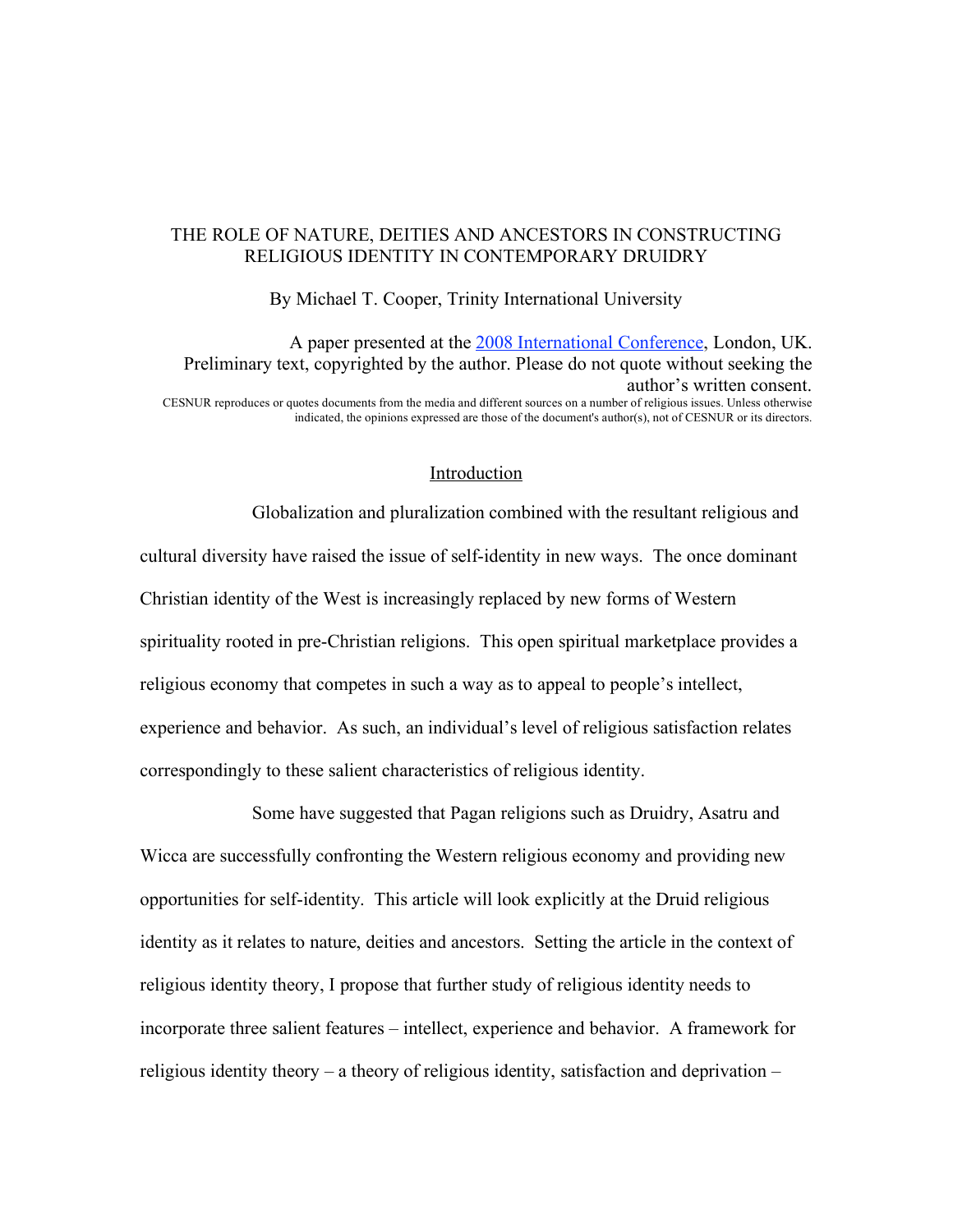# THE ROLE OF NATURE, DEITIES AND ANCESTORS IN CONSTRUCTING RELIGIOUS IDENTITY IN CONTEMPORARY DRUIDRY

By Michael T. Cooper, Trinity International University

A paper presented at the [2008 International Conference](), London, UK. Preliminary text, copyrighted by the author. Please do not quote without seeking the author's written consent.

CESNUR reproduces or quotes documents from the media and different sources on a number of religious issues. Unless otherwise indicated, the opinions expressed are those of the document's author(s), not of CESNUR or its directors.

## Introduction

Globalization and pluralization combined with the resultant religious and cultural diversity have raised the issue of self-identity in new ways. The once dominant Christian identity of the West is increasingly replaced by new forms of Western spirituality rooted in pre-Christian religions. This open spiritual marketplace provides a religious economy that competes in such a way as to appeal to people's intellect, experience and behavior. As such, an individual's level of religious satisfaction relates correspondingly to these salient characteristics of religious identity.

Some have suggested that Pagan religions such as Druidry, Asatru and Wicca are successfully confronting the Western religious economy and providing new opportunities for self-identity. This article will look explicitly at the Druid religious identity as it relates to nature, deities and ancestors. Setting the article in the context of religious identity theory, I propose that further study of religious identity needs to incorporate three salient features – intellect, experience and behavior. A framework for religious identity theory – a theory of religious identity, satisfaction and deprivation –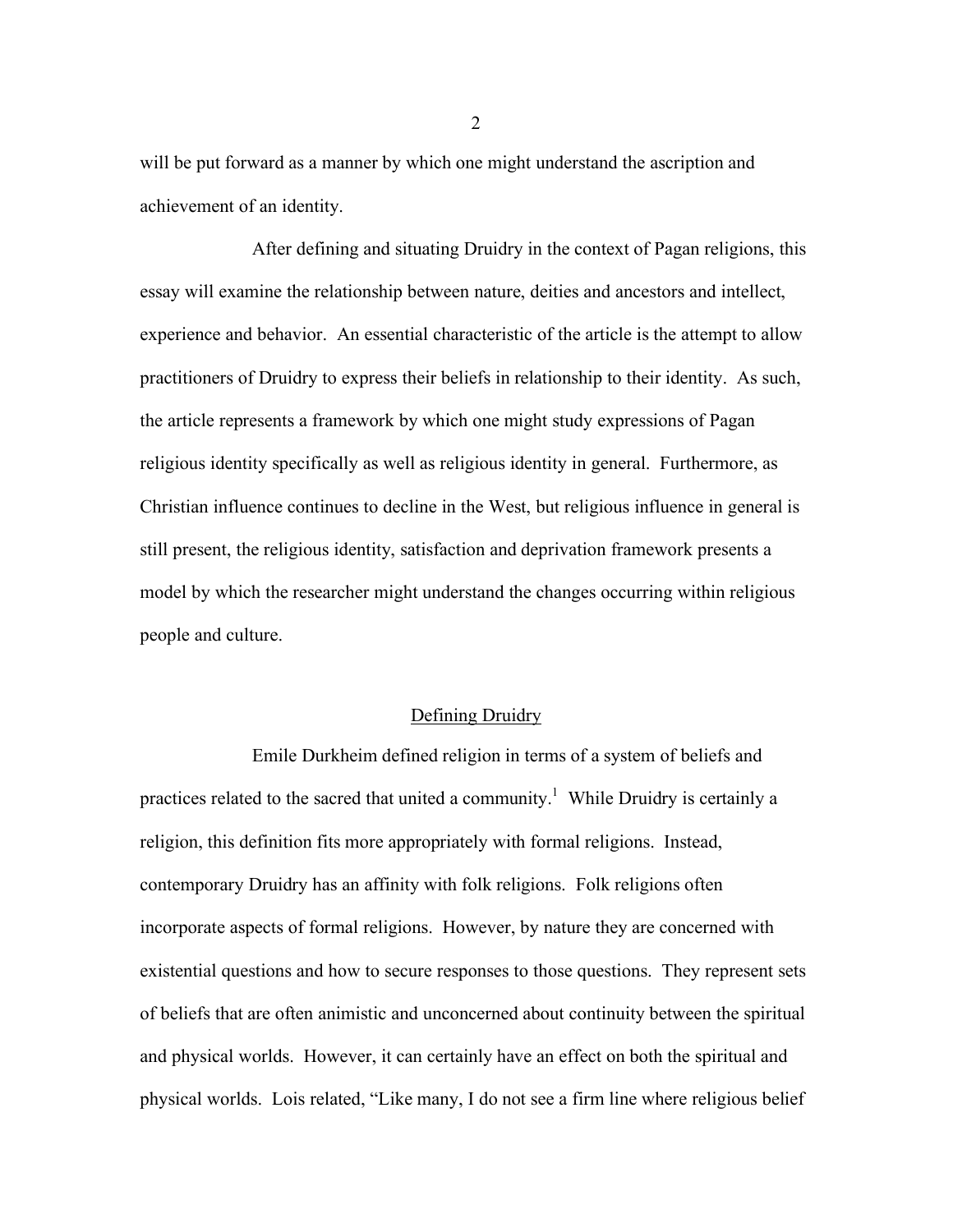will be put forward as a manner by which one might understand the ascription and achievement of an identity.

After defining and situating Druidry in the context of Pagan religions, this essay will examine the relationship between nature, deities and ancestors and intellect, experience and behavior. An essential characteristic of the article is the attempt to allow practitioners of Druidry to express their beliefs in relationship to their identity. As such, the article represents a framework by which one might study expressions of Pagan religious identity specifically as well as religious identity in general. Furthermore, as Christian influence continues to decline in the West, but religious influence in general is still present, the religious identity, satisfaction and deprivation framework presents a model by which the researcher might understand the changes occurring within religious people and culture.

## Defining Druidry

Emile Durkheim defined religion in terms of a system of beliefs and practices related to the sacred that united a community.[1] While Druidry is certainly a religion, this definition fits more appropriately with formal religions. Instead, contemporary Druidry has an affinity with folk religions. Folk religions often incorporate aspects of formal religions. However, by nature they are concerned with existential questions and how to secure responses to those questions. They represent sets of beliefs that are often animistic and unconcerned about continuity between the spiritual and physical worlds. However, it can certainly have an effect on both the spiritual and physical worlds. Lois related, "Like many, I do not see a firm line where religious belief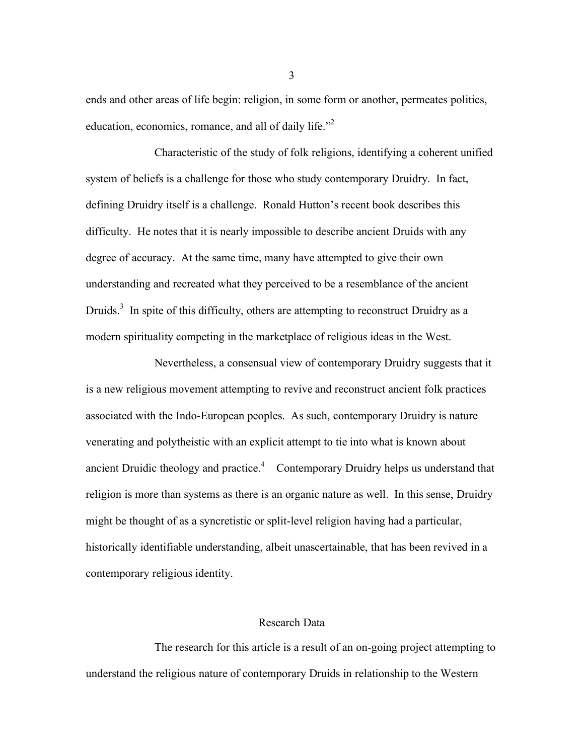ends and other areas of life begin: religion, in some form or another, permeates politics, education, economics, romance, and all of daily life."[2]

Characteristic of the study of folk religions, identifying a coherent unified system of beliefs is a challenge for those who study contemporary Druidry. In fact, defining Druidry itself is a challenge. Ronald Hutton's recent book describes this difficulty. He notes that it is nearly impossible to describe ancient Druids with any degree of accuracy. At the same time, many have attempted to give their own understanding and recreated what they perceived to be a resemblance of the ancient Druids.[3] In spite of this difficulty, others are attempting to reconstruct Druidry as a modern spirituality competing in the marketplace of religious ideas in the West.

Nevertheless, a consensual view of contemporary Druidry suggests that it is a new religious movement attempting to revive and reconstruct ancient folk practices associated with the Indo-European peoples. As such, contemporary Druidry is nature venerating and polytheistic with an explicit attempt to tie into what is known about ancient Druidic theology and practice.[4] Contemporary Druidry helps us understand that religion is more than systems as there is an organic nature as well. In this sense, Druidry might be thought of as a syncretistic or split-level religion having had a particular, historically identifiable understanding, albeit unascertainable, that has been revived in a contemporary religious identity.

## Research Data

The research for this article is a result of an on-going project attempting to understand the religious nature of contemporary Druids in relationship to the Western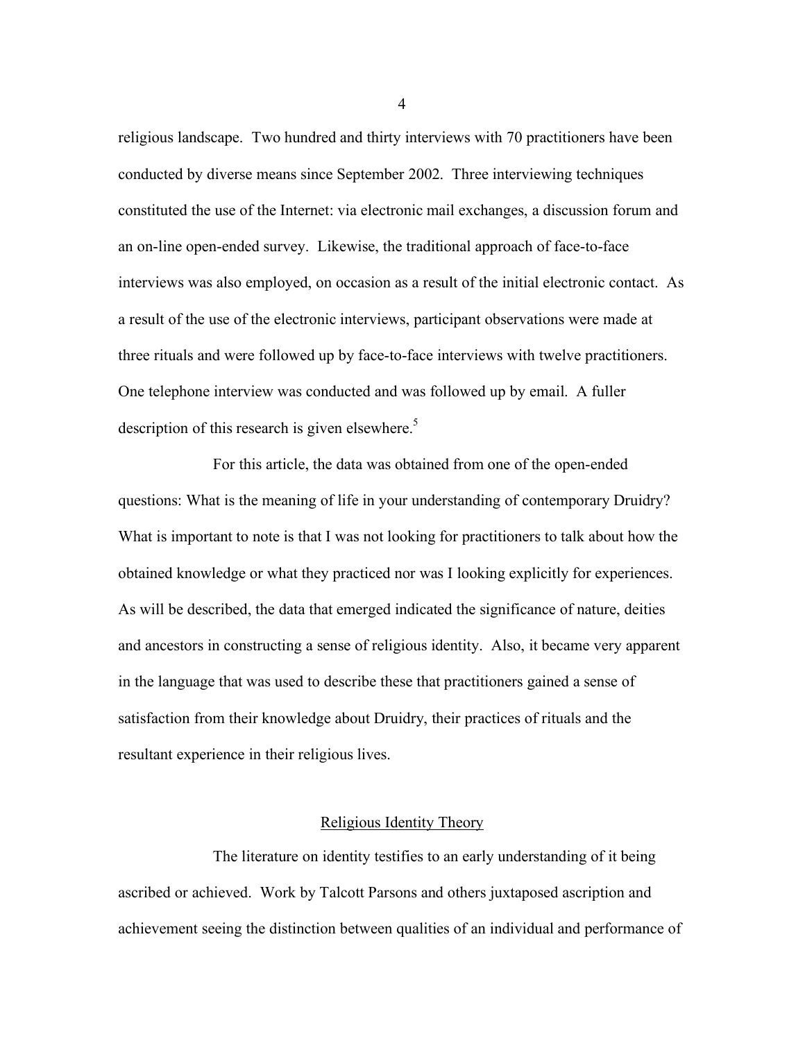religious landscape. Two hundred and thirty interviews with 70 practitioners have been conducted by diverse means since September 2002. Three interviewing techniques constituted the use of the Internet: via electronic mail exchanges, a discussion forum and an on-line open-ended survey. Likewise, the traditional approach of face-to-face interviews was also employed, on occasion as a result of the initial electronic contact. As a result of the use of the electronic interviews, participant observations were made at three rituals and were followed up by face-to-face interviews with twelve practitioners. One telephone interview was conducted and was followed up by email. A fuller description of this research is given elsewhere.[5]

For this article, the data was obtained from one of the open-ended questions: What is the meaning of life in your understanding of contemporary Druidry? What is important to note is that I was not looking for practitioners to talk about how the obtained knowledge or what they practiced nor was I looking explicitly for experiences. As will be described, the data that emerged indicated the significance of nature, deities and ancestors in constructing a sense of religious identity. Also, it became very apparent in the language that was used to describe these that practitioners gained a sense of satisfaction from their knowledge about Druidry, their practices of rituals and the resultant experience in their religious lives.

## Religious Identity Theory

The literature on identity testifies to an early understanding of it being ascribed or achieved. Work by Talcott Parsons and others juxtaposed ascription and achievement seeing the distinction between qualities of an individual and performance of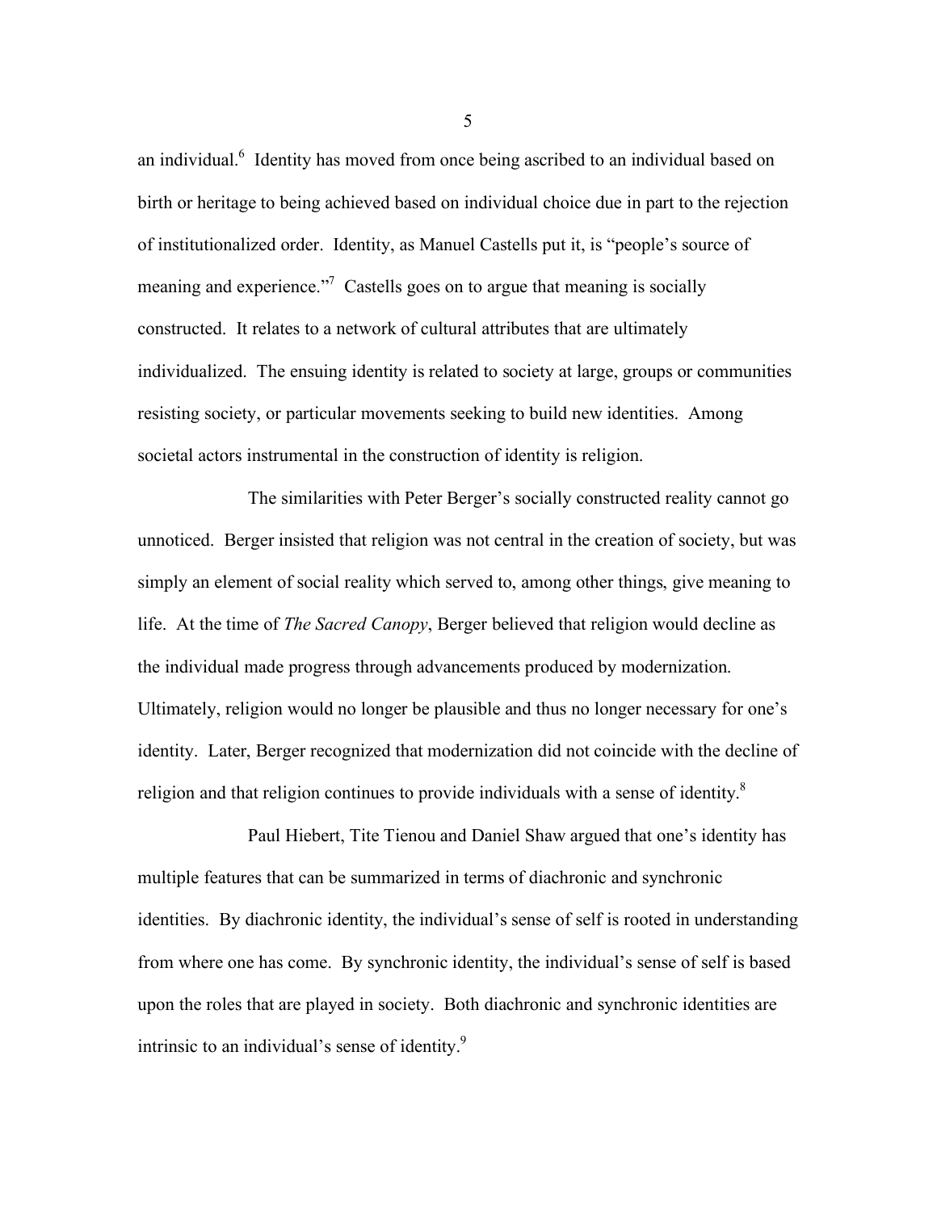an individual.[6] Identity has moved from once being ascribed to an individual based on birth or heritage to being achieved based on individual choice due in part to the rejection of institutionalized order. Identity, as Manuel Castells put it, is "people's source of meaning and experience."[7] Castells goes on to argue that meaning is socially constructed. It relates to a network of cultural attributes that are ultimately individualized. The ensuing identity is related to society at large, groups or communities resisting society, or particular movements seeking to build new identities. Among societal actors instrumental in the construction of identity is religion.

The similarities with Peter Berger's socially constructed reality cannot go unnoticed. Berger insisted that religion was not central in the creation of society, but was simply an element of social reality which served to, among other things, give meaning to life. At the time of *The Sacred Canopy*, Berger believed that religion would decline as the individual made progress through advancements produced by modernization. Ultimately, religion would no longer be plausible and thus no longer necessary for one's identity. Later, Berger recognized that modernization did not coincide with the decline of religion and that religion continues to provide individuals with a sense of identity.[8]

Paul Hiebert, Tite Tienou and Daniel Shaw argued that one's identity has multiple features that can be summarized in terms of diachronic and synchronic identities. By diachronic identity, the individual's sense of self is rooted in understanding from where one has come. By synchronic identity, the individual's sense of self is based upon the roles that are played in society. Both diachronic and synchronic identities are intrinsic to an individual's sense of identity.[9]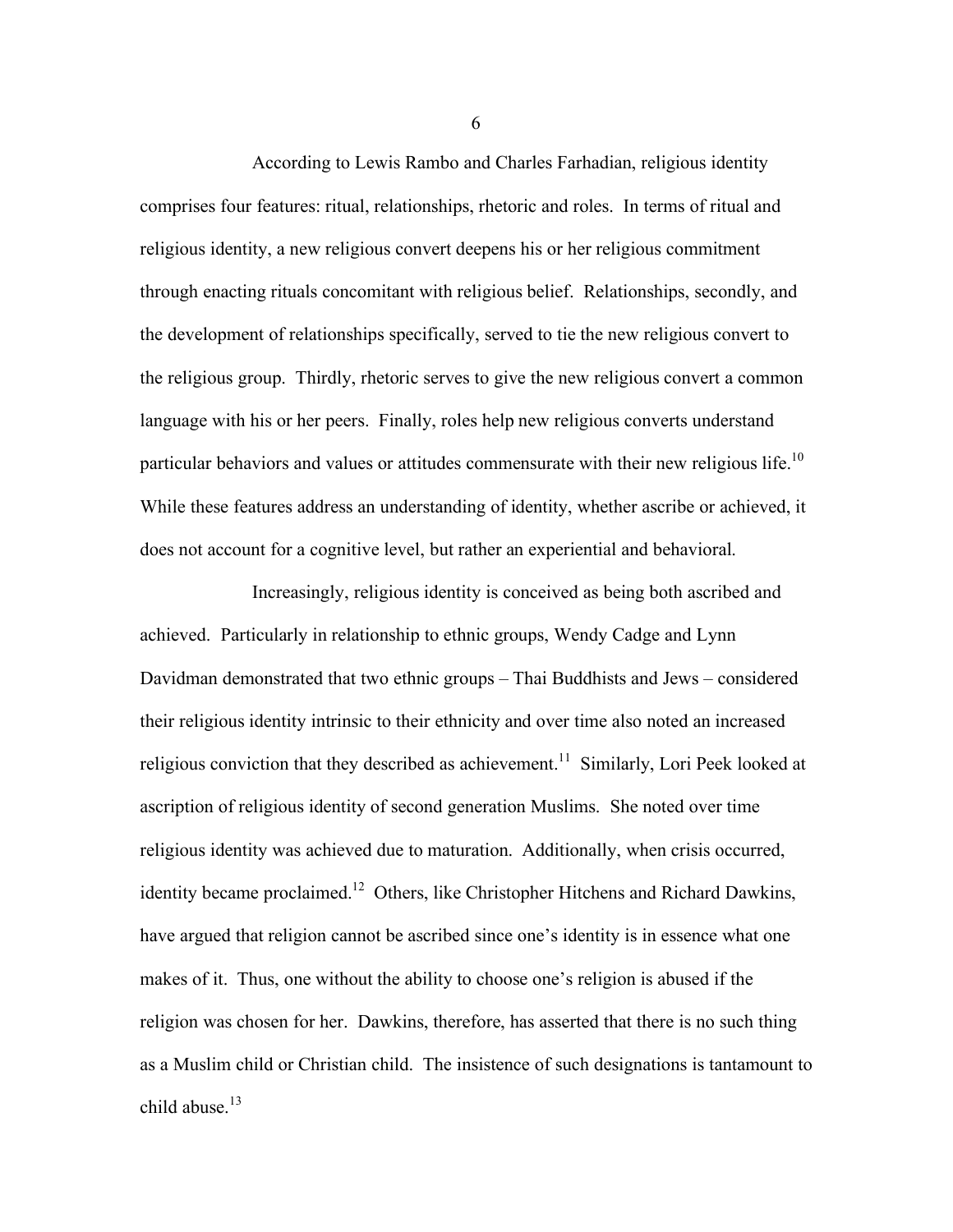According to Lewis Rambo and Charles Farhadian, religious identity comprises four features: ritual, relationships, rhetoric and roles. In terms of ritual and religious identity, a new religious convert deepens his or her religious commitment through enacting rituals concomitant with religious belief. Relationships, secondly, and the development of relationships specifically, served to tie the new religious convert to the religious group. Thirdly, rhetoric serves to give the new religious convert a common language with his or her peers. Finally, roles help new religious converts understand particular behaviors and values or attitudes commensurate with their new religious life.[10] While these features address an understanding of identity, whether ascribe or achieved, it does not account for a cognitive level, but rather an experiential and behavioral.

Increasingly, religious identity is conceived as being both ascribed and achieved. Particularly in relationship to ethnic groups, Wendy Cadge and Lynn Davidman demonstrated that two ethnic groups – Thai Buddhists and Jews – considered their religious identity intrinsic to their ethnicity and over time also noted an increased religious conviction that they described as achievement.[11] Similarly, Lori Peek looked at ascription of religious identity of second generation Muslims. She noted over time religious identity was achieved due to maturation. Additionally, when crisis occurred, identity became proclaimed.[12] Others, like Christopher Hitchens and Richard Dawkins, have argued that religion cannot be ascribed since one's identity is in essence what one makes of it. Thus, one without the ability to choose one's religion is abused if the religion was chosen for her. Dawkins, therefore, has asserted that there is no such thing as a Muslim child or Christian child. The insistence of such designations is tantamount to child abuse.[13]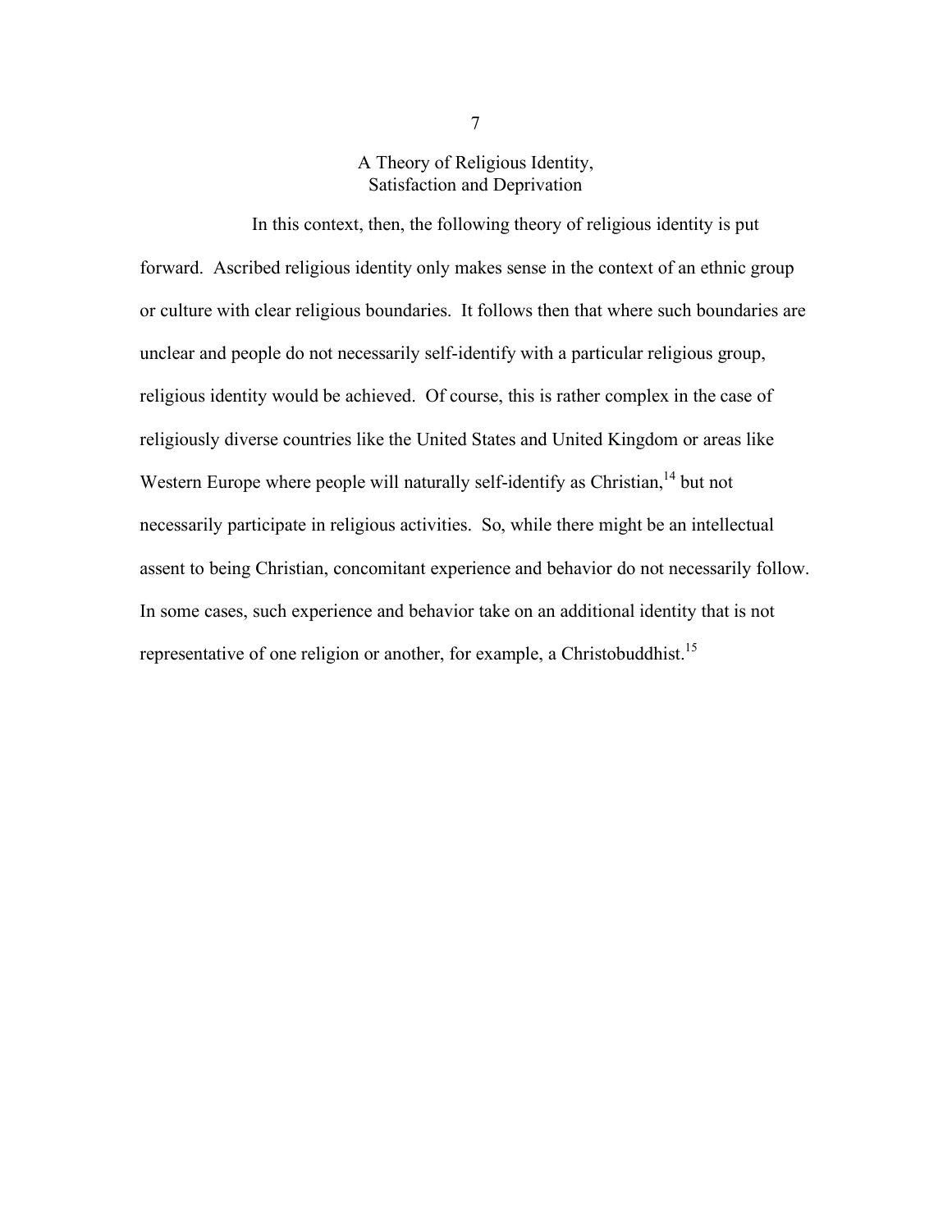## A Theory of Religious Identity, Satisfaction and Deprivation

In this context, then, the following theory of religious identity is put forward. Ascribed religious identity only makes sense in the context of an ethnic group or culture with clear religious boundaries. It follows then that where such boundaries are unclear and people do not necessarily self-identify with a particular religious group, religious identity would be achieved. Of course, this is rather complex in the case of religiously diverse countries like the United States and United Kingdom or areas like Western Europe where people will naturally self-identify as Christian,[14] but not necessarily participate in religious activities. So, while there might be an intellectual assent to being Christian, concomitant experience and behavior do not necessarily follow. In some cases, such experience and behavior take on an additional identity that is not representative of one religion or another, for example, a Christobuddhist.[15]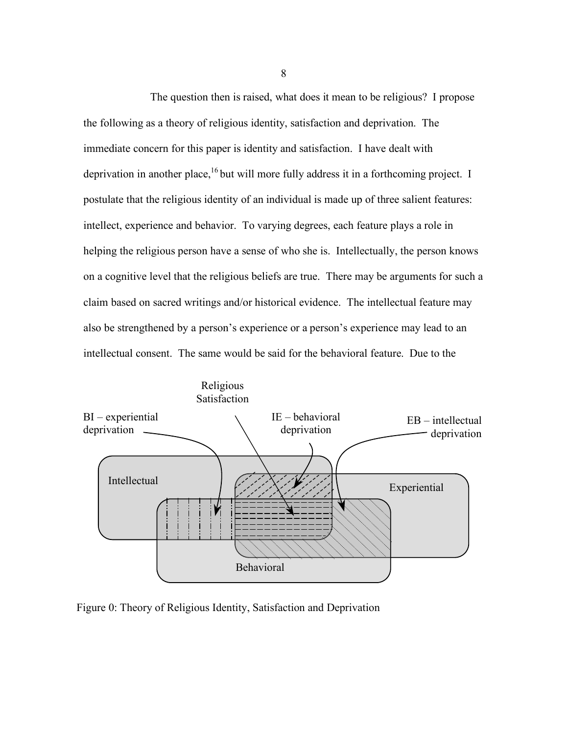The question then is raised, what does it mean to be religious? I propose the following as a theory of religious identity, satisfaction and deprivation. The immediate concern for this paper is identity and satisfaction. I have dealt with deprivation in another place,[16] but will more fully address it in a forthcoming project. I postulate that the religious identity of an individual is made up of three salient features: intellect, experience and behavior. To varying degrees, each feature plays a role in helping the religious person have a sense of who she is. Intellectually, the person knows on a cognitive level that the religious beliefs are true. There may be arguments for such a claim based on sacred writings and/or historical evidence. The intellectual feature may also be strengthened by a person's experience or a person's experience may lead to an intellectual consent. The same would be said for the behavioral feature. Due to the

Religious Satisfaction

BI – experiential deprivation

IE – behavioral deprivation

EB – intellectual deprivation

Intellectual

Experiential

Behavioral

Figure 0: Theory of Religious Identity, Satisfaction and Deprivation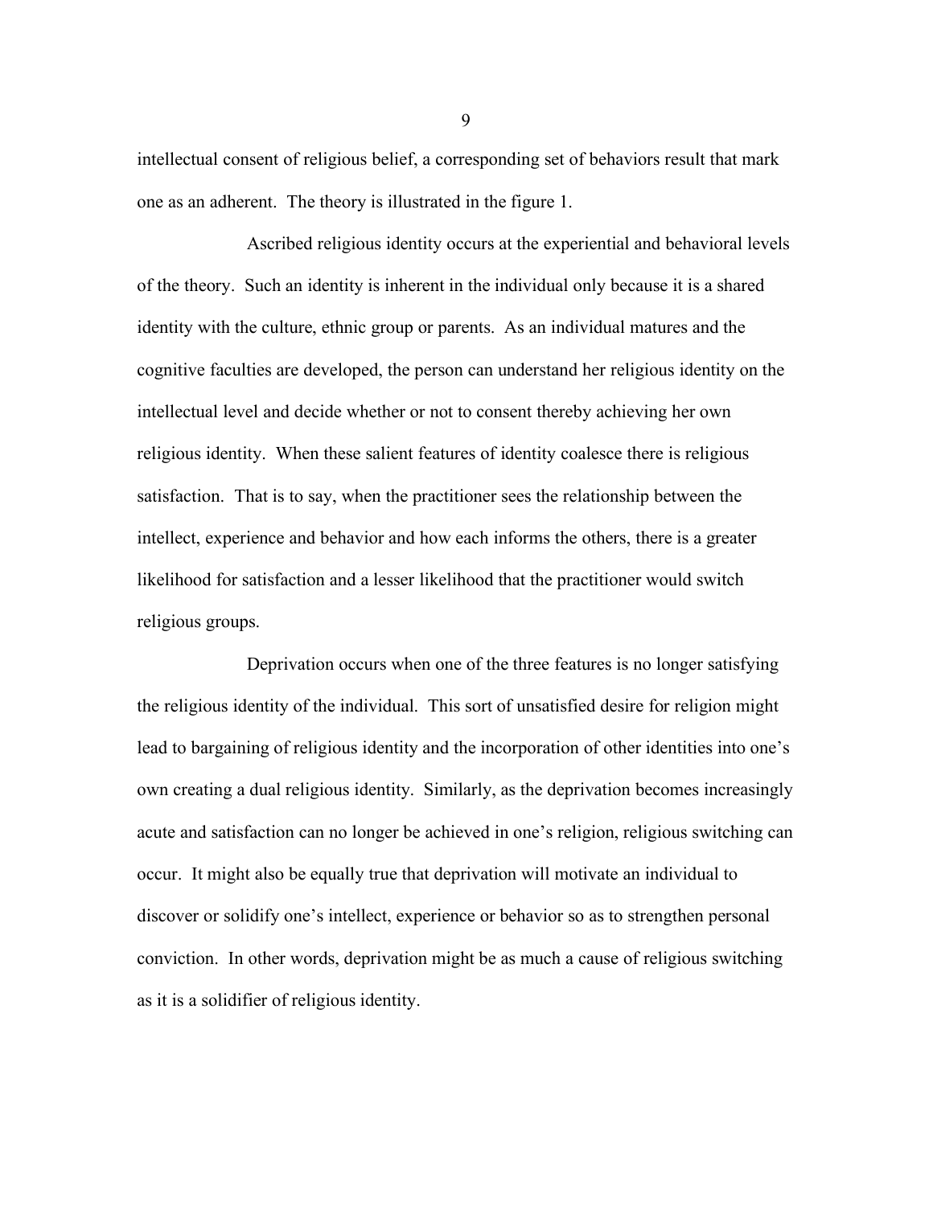intellectual consent of religious belief, a corresponding set of behaviors result that mark one as an adherent. The theory is illustrated in the figure 1.

Ascribed religious identity occurs at the experiential and behavioral levels of the theory. Such an identity is inherent in the individual only because it is a shared identity with the culture, ethnic group or parents. As an individual matures and the cognitive faculties are developed, the person can understand her religious identity on the intellectual level and decide whether or not to consent thereby achieving her own religious identity. When these salient features of identity coalesce there is religious satisfaction. That is to say, when the practitioner sees the relationship between the intellect, experience and behavior and how each informs the others, there is a greater likelihood for satisfaction and a lesser likelihood that the practitioner would switch religious groups.

Deprivation occurs when one of the three features is no longer satisfying the religious identity of the individual. This sort of unsatisfied desire for religion might lead to bargaining of religious identity and the incorporation of other identities into one's own creating a dual religious identity. Similarly, as the deprivation becomes increasingly acute and satisfaction can no longer be achieved in one's religion, religious switching can occur. It might also be equally true that deprivation will motivate an individual to discover or solidify one's intellect, experience or behavior so as to strengthen personal conviction. In other words, deprivation might be as much a cause of religious switching as it is a solidifier of religious identity.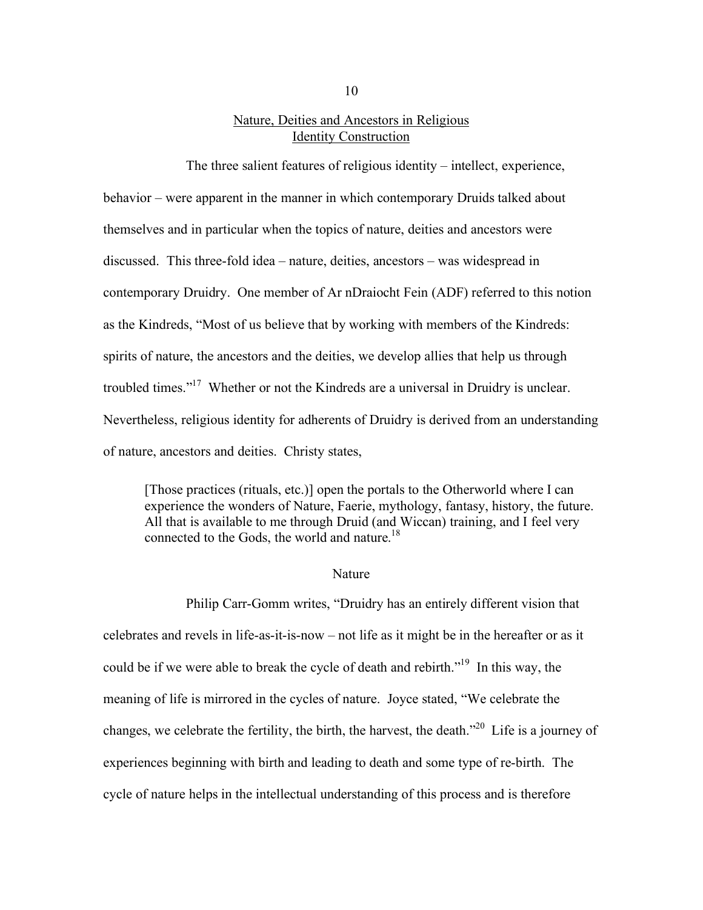## Nature, Deities and Ancestors in Religious Identity Construction

The three salient features of religious identity – intellect, experience, behavior – were apparent in the manner in which contemporary Druids talked about themselves and in particular when the topics of nature, deities and ancestors were discussed. This three-fold idea – nature, deities, ancestors – was widespread in contemporary Druidry. One member of Ar nDraiocht Fein (ADF) referred to this notion as the Kindreds, "Most of us believe that by working with members of the Kindreds: spirits of nature, the ancestors and the deities, we develop allies that help us through troubled times."[17] Whether or not the Kindreds are a universal in Druidry is unclear. Nevertheless, religious identity for adherents of Druidry is derived from an understanding of nature, ancestors and deities. Christy states,

> [Those practices (rituals, etc.)] open the portals to the Otherworld where I can experience the wonders of Nature, Faerie, mythology, fantasy, history, the future. All that is available to me through Druid (and Wiccan) training, and I feel very connected to the Gods, the world and nature.[18]

### Nature

Philip Carr-Gomm writes, "Druidry has an entirely different vision that celebrates and revels in life-as-it-is-now – not life as it might be in the hereafter or as it could be if we were able to break the cycle of death and rebirth."[19] In this way, the meaning of life is mirrored in the cycles of nature. Joyce stated, "We celebrate the changes, we celebrate the fertility, the birth, the harvest, the death."[20] Life is a journey of experiences beginning with birth and leading to death and some type of re-birth. The cycle of nature helps in the intellectual understanding of this process and is therefore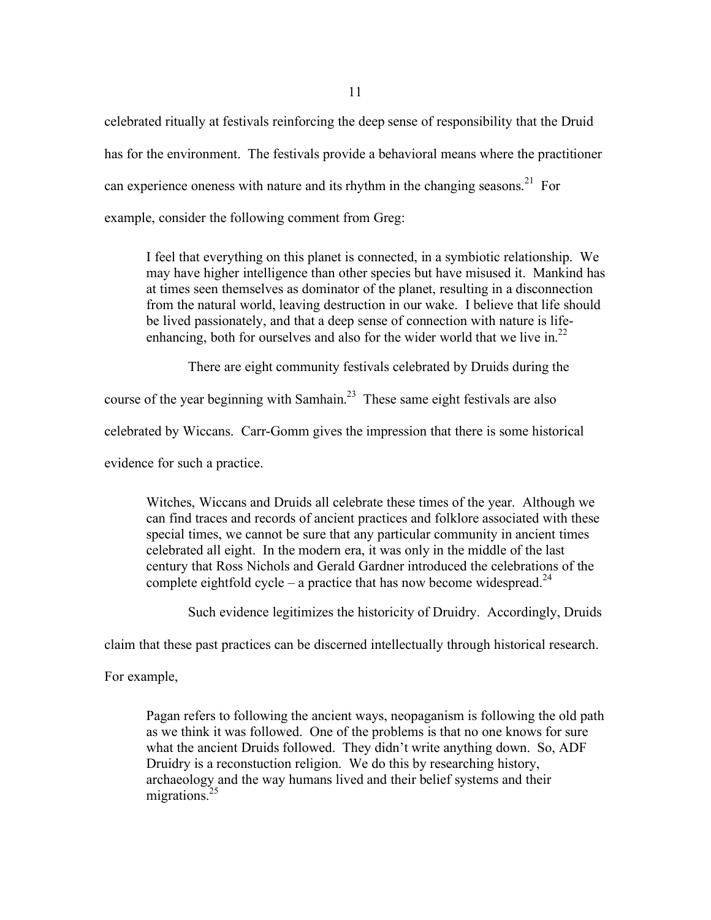celebrated ritually at festivals reinforcing the deep sense of responsibility that the Druid has for the environment. The festivals provide a behavioral means where the practitioner can experience oneness with nature and its rhythm in the changing seasons.[21] For example, consider the following comment from Greg:

> I feel that everything on this planet is connected, in a symbiotic relationship. We may have higher intelligence than other species but have misused it. Mankind has at times seen themselves as dominator of the planet, resulting in a disconnection from the natural world, leaving destruction in our wake. I believe that life should be lived passionately, and that a deep sense of connection with nature is life-enhancing, both for ourselves and also for the wider world that we live in.[22]

There are eight community festivals celebrated by Druids during the course of the year beginning with Samhain.[23] These same eight festivals are also celebrated by Wiccans. Carr-Gomm gives the impression that there is some historical evidence for such a practice.

> Witches, Wiccans and Druids all celebrate these times of the year. Although we can find traces and records of ancient practices and folklore associated with these special times, we cannot be sure that any particular community in ancient times celebrated all eight. In the modern era, it was only in the middle of the last century that Ross Nichols and Gerald Gardner introduced the celebrations of the complete eightfold cycle – a practice that has now become widespread.[24]

Such evidence legitimizes the historicity of Druidry. Accordingly, Druids claim that these past practices can be discerned intellectually through historical research. For example,

> Pagan refers to following the ancient ways, neopaganism is following the old path as we think it was followed. One of the problems is that no one knows for sure what the ancient Druids followed. They didn't write anything down. So, ADF Druidry is a reconstuction religion. We do this by researching history, archaeology and the way humans lived and their belief systems and their migrations.[25]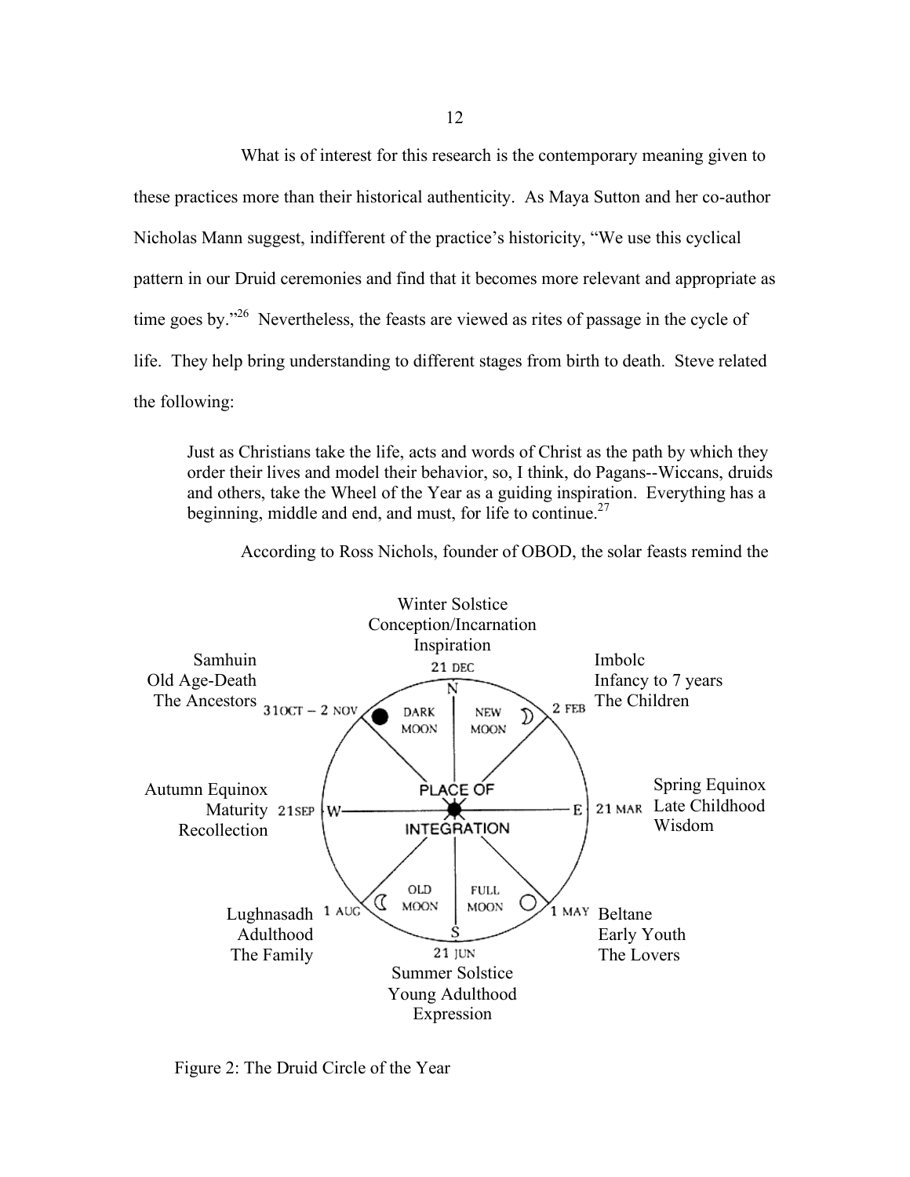What is of interest for this research is the contemporary meaning given to these practices more than their historical authenticity. As Maya Sutton and her co-author Nicholas Mann suggest, indifferent of the practice's historicity, "We use this cyclical pattern in our Druid ceremonies and find that it becomes more relevant and appropriate as time goes by."[26] Nevertheless, the feasts are viewed as rites of passage in the cycle of life. They help bring understanding to different stages from birth to death. Steve related the following:

> Just as Christians take the life, acts and words of Christ as the path by which they order their lives and model their behavior, so, I think, do Pagans--Wiccans, druids and others, take the Wheel of the Year as a guiding inspiration. Everything has a beginning, middle and end, and must, for life to continue.[27]

According to Ross Nichols, founder of OBOD, the solar feasts remind the

Winter Solstice
Conception/Incarnation
Inspiration
21 DEC

Samhuin
Old Age-Death
The Ancestors
31OCT – 2 NOV

Imbolc
Infancy to 7 years
The Children
2 FEB

DARK MOON

NEW MOON

N

Autumn Equinox
Maturity
Recollection
21SEP

W

PLACE OF INTEGRATION

E

Spring Equinox
Late Childhood
Wisdom
21 MAR

OLD MOON

FULL MOON

S

Lughnasadh
Adulthood
The Family
1 AUG

Beltane
Early Youth
The Lovers
1 MAY

Summer Solstice
Young Adulthood
Expression
21 JUN

Figure 2: The Druid Circle of the Year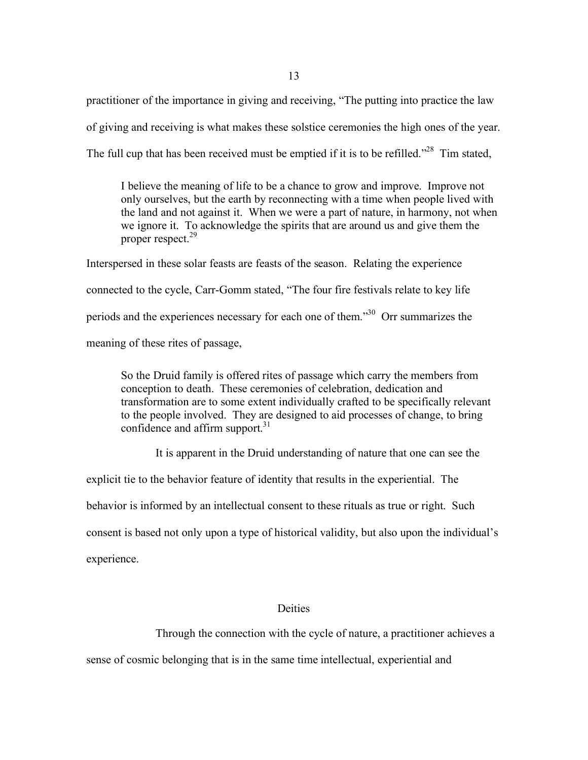practitioner of the importance in giving and receiving, "The putting into practice the law of giving and receiving is what makes these solstice ceremonies the high ones of the year. The full cup that has been received must be emptied if it is to be refilled."[28] Tim stated,

> I believe the meaning of life to be a chance to grow and improve. Improve not only ourselves, but the earth by reconnecting with a time when people lived with the land and not against it. When we were a part of nature, in harmony, not when we ignore it. To acknowledge the spirits that are around us and give them the proper respect.[29]

Interspersed in these solar feasts are feasts of the season. Relating the experience connected to the cycle, Carr-Gomm stated, "The four fire festivals relate to key life periods and the experiences necessary for each one of them."[30] Orr summarizes the meaning of these rites of passage,

> So the Druid family is offered rites of passage which carry the members from conception to death. These ceremonies of celebration, dedication and transformation are to some extent individually crafted to be specifically relevant to the people involved. They are designed to aid processes of change, to bring confidence and affirm support.[31]

It is apparent in the Druid understanding of nature that one can see the explicit tie to the behavior feature of identity that results in the experiential. The behavior is informed by an intellectual consent to these rituals as true or right. Such consent is based not only upon a type of historical validity, but also upon the individual's experience.

## Deities

Through the connection with the cycle of nature, a practitioner achieves a sense of cosmic belonging that is in the same time intellectual, experiential and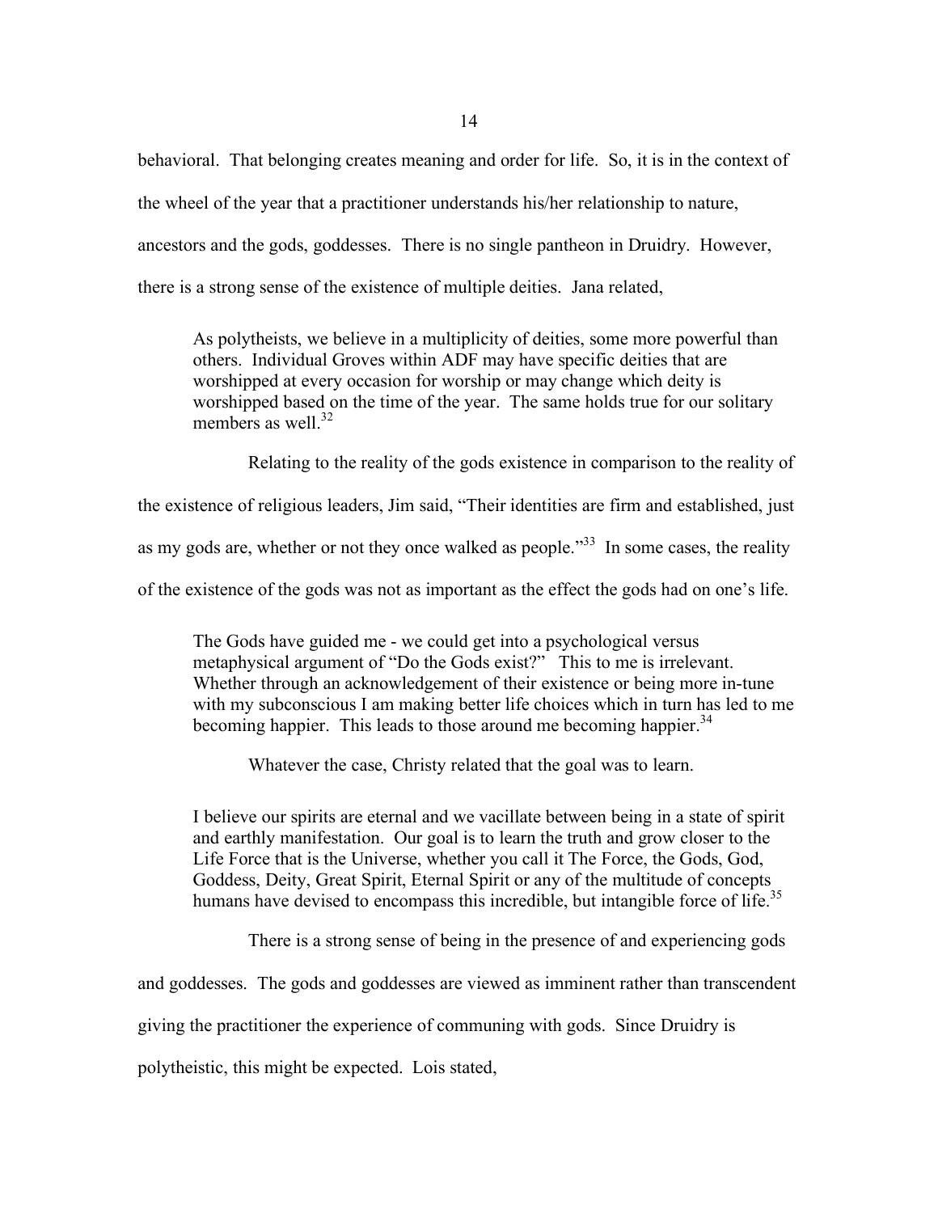behavioral. That belonging creates meaning and order for life. So, it is in the context of the wheel of the year that a practitioner understands his/her relationship to nature, ancestors and the gods, goddesses. There is no single pantheon in Druidry. However, there is a strong sense of the existence of multiple deities. Jana related,

> As polytheists, we believe in a multiplicity of deities, some more powerful than others. Individual Groves within ADF may have specific deities that are worshipped at every occasion for worship or may change which deity is worshipped based on the time of the year. The same holds true for our solitary members as well.[32]

Relating to the reality of the gods existence in comparison to the reality of the existence of religious leaders, Jim said, "Their identities are firm and established, just as my gods are, whether or not they once walked as people."[33] In some cases, the reality of the existence of the gods was not as important as the effect the gods had on one's life.

> The Gods have guided me - we could get into a psychological versus metaphysical argument of "Do the Gods exist?" This to me is irrelevant. Whether through an acknowledgement of their existence or being more in-tune with my subconscious I am making better life choices which in turn has led to me becoming happier. This leads to those around me becoming happier.[34]

Whatever the case, Christy related that the goal was to learn.

> I believe our spirits are eternal and we vacillate between being in a state of spirit and earthly manifestation. Our goal is to learn the truth and grow closer to the Life Force that is the Universe, whether you call it The Force, the Gods, God, Goddess, Deity, Great Spirit, Eternal Spirit or any of the multitude of concepts humans have devised to encompass this incredible, but intangible force of life.[35]

There is a strong sense of being in the presence of and experiencing gods and goddesses. The gods and goddesses are viewed as imminent rather than transcendent giving the practitioner the experience of communing with gods. Since Druidry is polytheistic, this might be expected. Lois stated,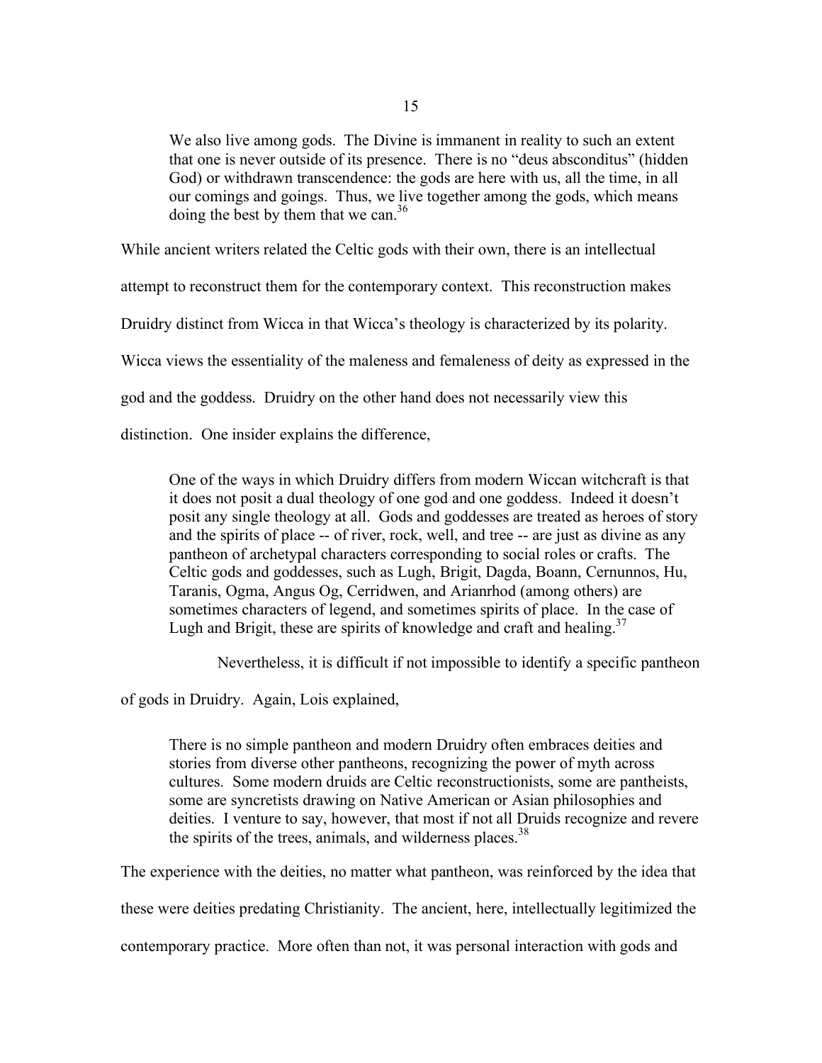> We also live among gods. The Divine is immanent in reality to such an extent that one is never outside of its presence. There is no "deus absconditus" (hidden God) or withdrawn transcendence: the gods are here with us, all the time, in all our comings and goings. Thus, we live together among the gods, which means doing the best by them that we can.[36]

While ancient writers related the Celtic gods with their own, there is an intellectual attempt to reconstruct them for the contemporary context. This reconstruction makes Druidry distinct from Wicca in that Wicca's theology is characterized by its polarity. Wicca views the essentiality of the maleness and femaleness of deity as expressed in the god and the goddess. Druidry on the other hand does not necessarily view this distinction. One insider explains the difference,

> One of the ways in which Druidry differs from modern Wiccan witchcraft is that it does not posit a dual theology of one god and one goddess. Indeed it doesn't posit any single theology at all. Gods and goddesses are treated as heroes of story and the spirits of place -- of river, rock, well, and tree -- are just as divine as any pantheon of archetypal characters corresponding to social roles or crafts. The Celtic gods and goddesses, such as Lugh, Brigit, Dagda, Boann, Cernunnos, Hu, Taranis, Ogma, Angus Og, Cerridwen, and Arianrhod (among others) are sometimes characters of legend, and sometimes spirits of place. In the case of Lugh and Brigit, these are spirits of knowledge and craft and healing.[37]

Nevertheless, it is difficult if not impossible to identify a specific pantheon of gods in Druidry. Again, Lois explained,

> There is no simple pantheon and modern Druidry often embraces deities and stories from diverse other pantheons, recognizing the power of myth across cultures. Some modern druids are Celtic reconstructionists, some are pantheists, some are syncretists drawing on Native American or Asian philosophies and deities. I venture to say, however, that most if not all Druids recognize and revere the spirits of the trees, animals, and wilderness places.[38]

The experience with the deities, no matter what pantheon, was reinforced by the idea that these were deities predating Christianity. The ancient, here, intellectually legitimized the contemporary practice. More often than not, it was personal interaction with gods and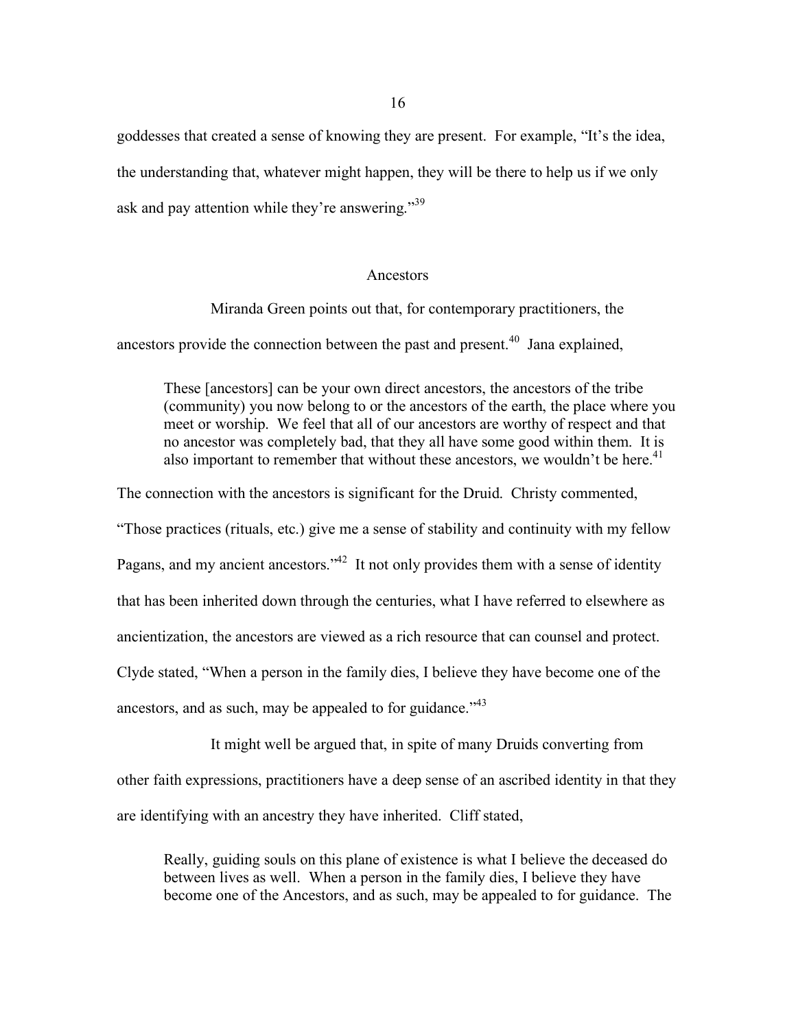goddesses that created a sense of knowing they are present. For example, "It's the idea, the understanding that, whatever might happen, they will be there to help us if we only ask and pay attention while they're answering."[39]

## Ancestors

Miranda Green points out that, for contemporary practitioners, the ancestors provide the connection between the past and present.[40] Jana explained,

> These [ancestors] can be your own direct ancestors, the ancestors of the tribe (community) you now belong to or the ancestors of the earth, the place where you meet or worship. We feel that all of our ancestors are worthy of respect and that no ancestor was completely bad, that they all have some good within them. It is also important to remember that without these ancestors, we wouldn't be here.[41]

The connection with the ancestors is significant for the Druid. Christy commented, "Those practices (rituals, etc.) give me a sense of stability and continuity with my fellow Pagans, and my ancient ancestors."[42] It not only provides them with a sense of identity that has been inherited down through the centuries, what I have referred to elsewhere as ancientization, the ancestors are viewed as a rich resource that can counsel and protect. Clyde stated, "When a person in the family dies, I believe they have become one of the ancestors, and as such, may be appealed to for guidance."[43]

It might well be argued that, in spite of many Druids converting from other faith expressions, practitioners have a deep sense of an ascribed identity in that they are identifying with an ancestry they have inherited. Cliff stated,

> Really, guiding souls on this plane of existence is what I believe the deceased do between lives as well. When a person in the family dies, I believe they have become one of the Ancestors, and as such, may be appealed to for guidance. The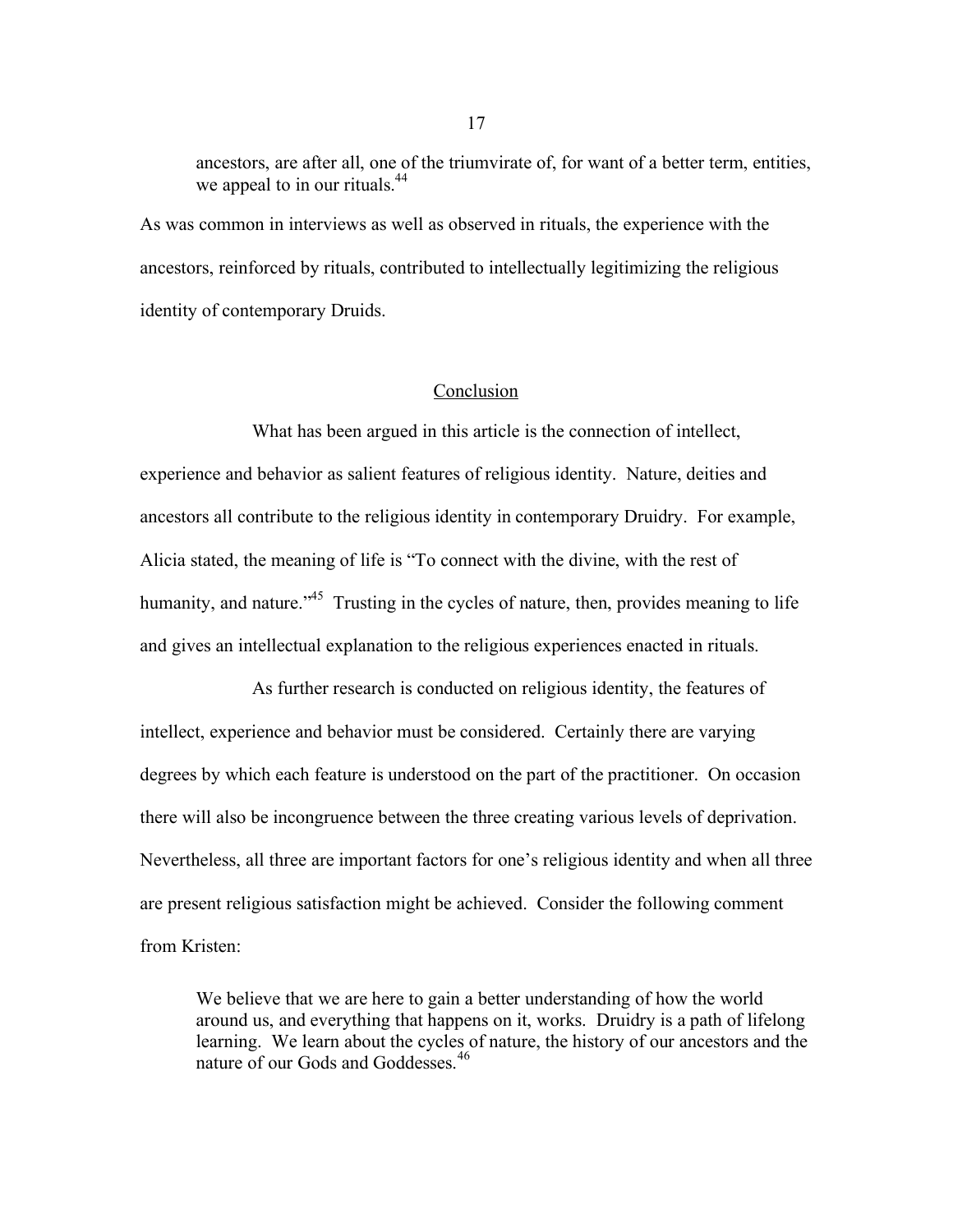> ancestors, are after all, one of the triumvirate of, for want of a better term, entities, we appeal to in our rituals.[44]

As was common in interviews as well as observed in rituals, the experience with the ancestors, reinforced by rituals, contributed to intellectually legitimizing the religious identity of contemporary Druids.

## Conclusion

What has been argued in this article is the connection of intellect, experience and behavior as salient features of religious identity. Nature, deities and ancestors all contribute to the religious identity in contemporary Druidry. For example, Alicia stated, the meaning of life is "To connect with the divine, with the rest of humanity, and nature."[45] Trusting in the cycles of nature, then, provides meaning to life and gives an intellectual explanation to the religious experiences enacted in rituals.

As further research is conducted on religious identity, the features of intellect, experience and behavior must be considered. Certainly there are varying degrees by which each feature is understood on the part of the practitioner. On occasion there will also be incongruence between the three creating various levels of deprivation. Nevertheless, all three are important factors for one's religious identity and when all three are present religious satisfaction might be achieved. Consider the following comment from Kristen:

> We believe that we are here to gain a better understanding of how the world around us, and everything that happens on it, works. Druidry is a path of lifelong learning. We learn about the cycles of nature, the history of our ancestors and the nature of our Gods and Goddesses.[46]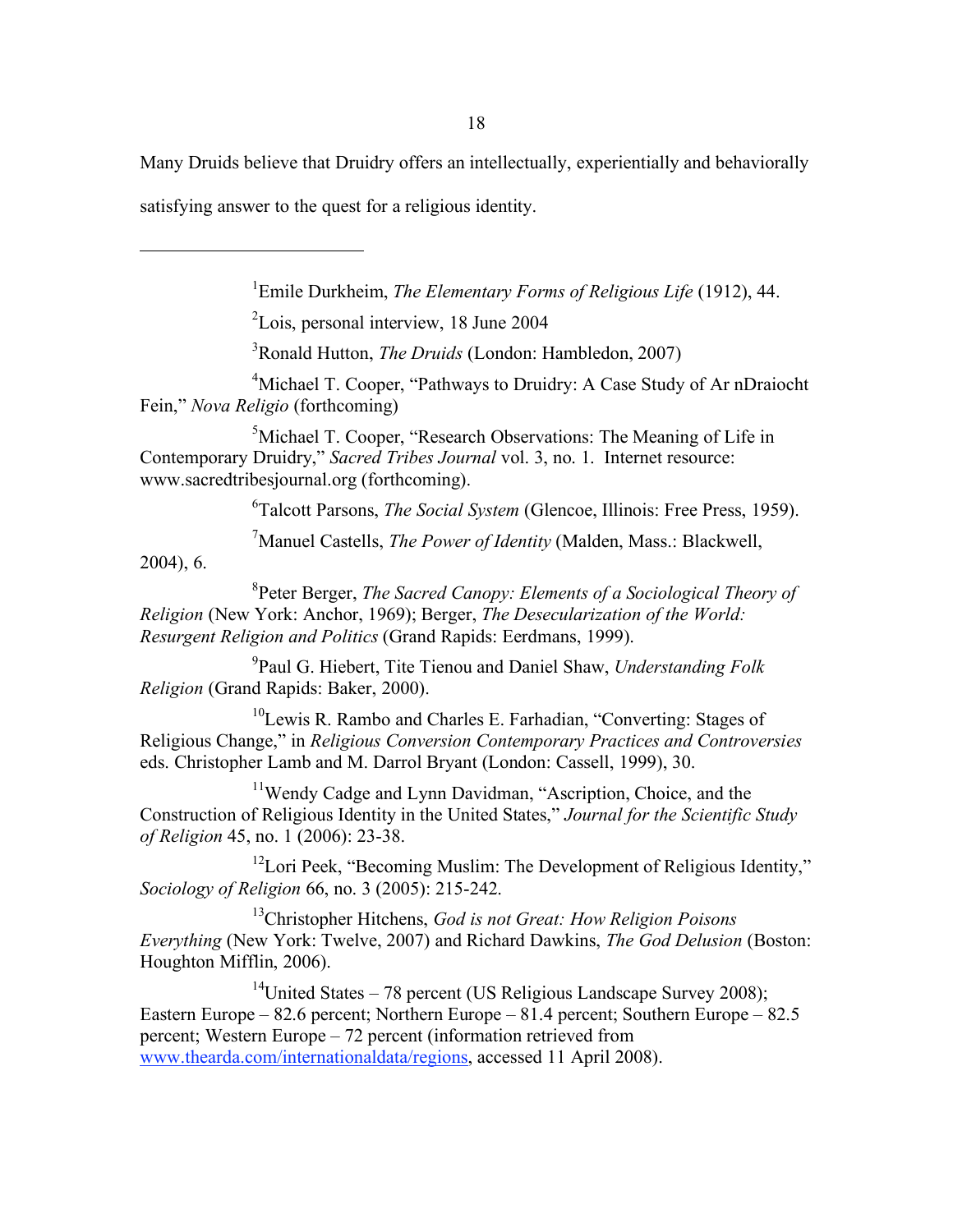Many Druids believe that Druidry offers an intellectually, experientially and behaviorally satisfying answer to the quest for a religious identity.

---

[1]Emile Durkheim, *The Elementary Forms of Religious Life* (1912), 44.

[2]Lois, personal interview, 18 June 2004

[3]Ronald Hutton, *The Druids* (London: Hambledon, 2007)

[4]Michael T. Cooper, "Pathways to Druidry: A Case Study of Ar nDraiocht Fein," *Nova Religio* (forthcoming)

[5]Michael T. Cooper, "Research Observations: The Meaning of Life in Contemporary Druidry," *Sacred Tribes Journal* vol. 3, no. 1. Internet resource: www.sacredtribesjournal.org (forthcoming).

[6]Talcott Parsons, *The Social System* (Glencoe, Illinois: Free Press, 1959).

[7]Manuel Castells, *The Power of Identity* (Malden, Mass.: Blackwell, 2004), 6.

[8]Peter Berger, *The Sacred Canopy: Elements of a Sociological Theory of Religion* (New York: Anchor, 1969); Berger, *The Desecularization of the World: Resurgent Religion and Politics* (Grand Rapids: Eerdmans, 1999).

[9]Paul G. Hiebert, Tite Tienou and Daniel Shaw, *Understanding Folk Religion* (Grand Rapids: Baker, 2000).

[10]Lewis R. Rambo and Charles E. Farhadian, "Converting: Stages of Religious Change," in *Religious Conversion Contemporary Practices and Controversies* eds. Christopher Lamb and M. Darrol Bryant (London: Cassell, 1999), 30.

[11]Wendy Cadge and Lynn Davidman, "Ascription, Choice, and the Construction of Religious Identity in the United States," *Journal for the Scientific Study of Religion* 45, no. 1 (2006): 23-38.

[12]Lori Peek, "Becoming Muslim: The Development of Religious Identity," *Sociology of Religion* 66, no. 3 (2005): 215-242.

[13]Christopher Hitchens, *God is not Great: How Religion Poisons Everything* (New York: Twelve, 2007) and Richard Dawkins, *The God Delusion* (Boston: Houghton Mifflin, 2006).

[14]United States – 78 percent (US Religious Landscape Survey 2008); Eastern Europe – 82.6 percent; Northern Europe – 81.4 percent; Southern Europe – 82.5 percent; Western Europe – 72 percent (information retrieved from www.thearda.com/internationaldata/regions, accessed 11 April 2008).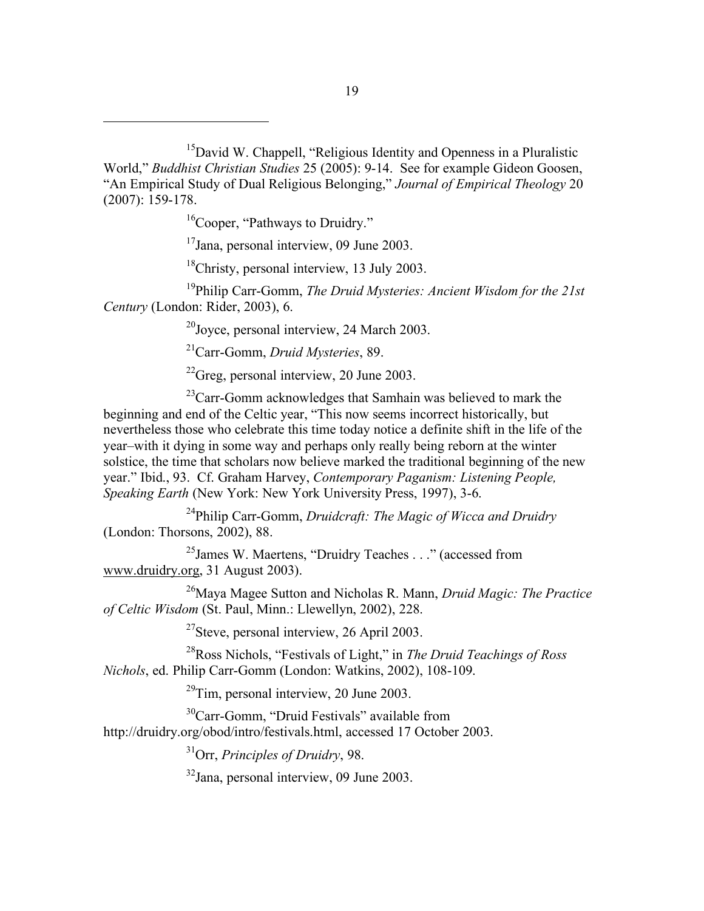[15]David W. Chappell, "Religious Identity and Openness in a Pluralistic World," *Buddhist Christian Studies* 25 (2005): 9-14. See for example Gideon Goosen, "An Empirical Study of Dual Religious Belonging," *Journal of Empirical Theology* 20 (2007): 159-178.

[16]Cooper, "Pathways to Druidry."

[17]Jana, personal interview, 09 June 2003.

[18]Christy, personal interview, 13 July 2003.

[19]Philip Carr-Gomm, *The Druid Mysteries: Ancient Wisdom for the 21st Century* (London: Rider, 2003), 6.

[20]Joyce, personal interview, 24 March 2003.

[21]Carr-Gomm, *Druid Mysteries*, 89.

[22]Greg, personal interview, 20 June 2003.

[23]Carr-Gomm acknowledges that Samhain was believed to mark the beginning and end of the Celtic year, "This now seems incorrect historically, but nevertheless those who celebrate this time today notice a definite shift in the life of the year–with it dying in some way and perhaps only really being reborn at the winter solstice, the time that scholars now believe marked the traditional beginning of the new year." Ibid., 93. Cf. Graham Harvey, *Contemporary Paganism: Listening People, Speaking Earth* (New York: New York University Press, 1997), 3-6.

[24]Philip Carr-Gomm, *Druidcraft: The Magic of Wicca and Druidry* (London: Thorsons, 2002), 88.

[25]James W. Maertens, "Druidry Teaches . . ." (accessed from www.druidry.org, 31 August 2003).

[26]Maya Magee Sutton and Nicholas R. Mann, *Druid Magic: The Practice of Celtic Wisdom* (St. Paul, Minn.: Llewellyn, 2002), 228.

[27]Steve, personal interview, 26 April 2003.

[28]Ross Nichols, "Festivals of Light," in *The Druid Teachings of Ross Nichols*, ed. Philip Carr-Gomm (London: Watkins, 2002), 108-109.

[29]Tim, personal interview, 20 June 2003.

[30]Carr-Gomm, "Druid Festivals" available from http://druidry.org/obod/intro/festivals.html, accessed 17 October 2003.

[31]Orr, *Principles of Druidry*, 98.

[32]Jana, personal interview, 09 June 2003.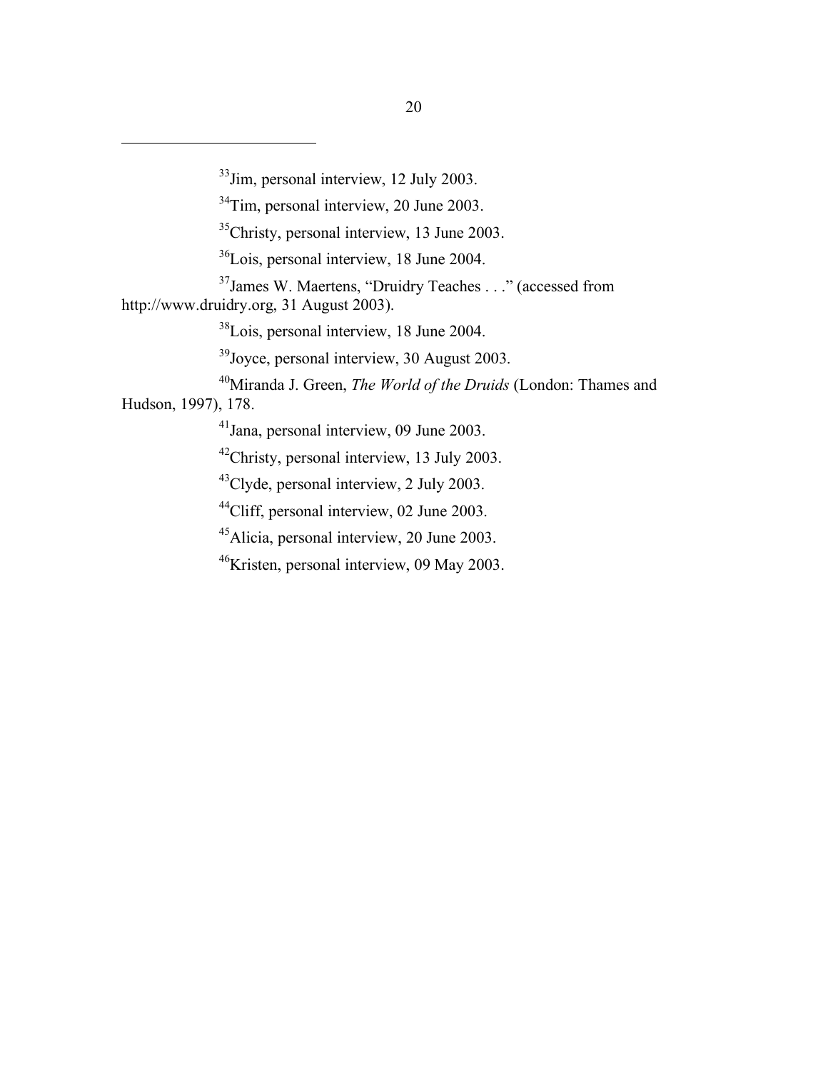[33]Jim, personal interview, 12 July 2003.

[34]Tim, personal interview, 20 June 2003.

[35]Christy, personal interview, 13 June 2003.

[36]Lois, personal interview, 18 June 2004.

[37]James W. Maertens, "Druidry Teaches . . ." (accessed from http://www.druidry.org, 31 August 2003).

[38]Lois, personal interview, 18 June 2004.

[39]Joyce, personal interview, 30 August 2003.

[40]Miranda J. Green, *The World of the Druids* (London: Thames and Hudson, 1997), 178.

[41]Jana, personal interview, 09 June 2003.

[42]Christy, personal interview, 13 July 2003.

[43]Clyde, personal interview, 2 July 2003.

[44]Cliff, personal interview, 02 June 2003.

[45]Alicia, personal interview, 20 June 2003.

[46]Kristen, personal interview, 09 May 2003.